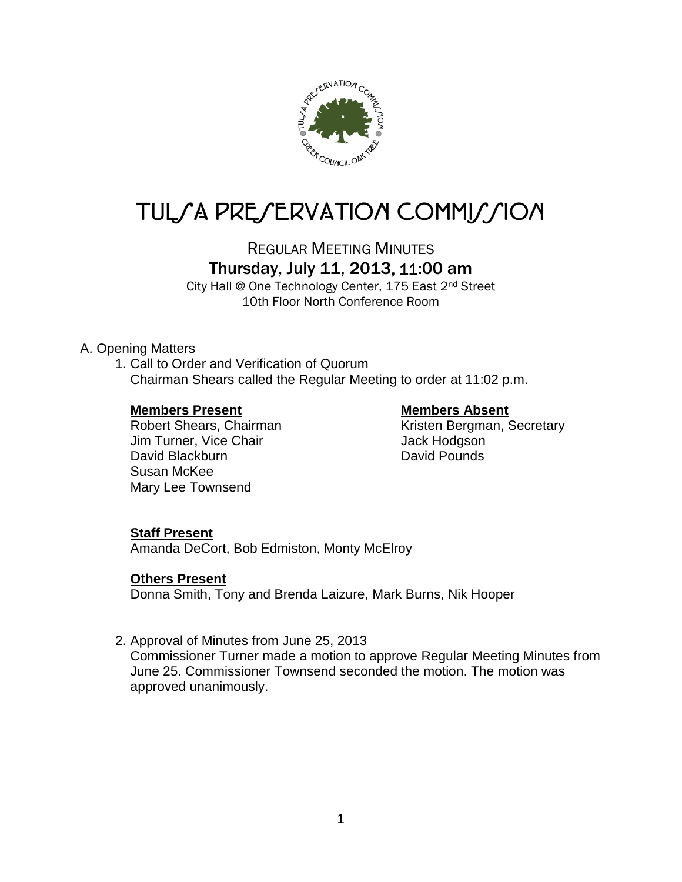# TULSA PRESERVATION COMMISSION

## REGULAR MEETING MINUTES

### Thursday, July 11, 2013, 11:00 am

City Hall @ One Technology Center, 175 East 2nd Street
10th Floor North Conference Room

A. Opening Matters

1. Call to Order and Verification of Quorum
   Chairman Shears called the Regular Meeting to order at 11:02 p.m.

   **Members Present**
   Robert Shears, Chairman
   Jim Turner, Vice Chair
   David Blackburn
   Susan McKee
   Mary Lee Townsend

   **Members Absent**
   Kristen Bergman, Secretary
   Jack Hodgson
   David Pounds

   **Staff Present**
   Amanda DeCort, Bob Edmiston, Monty McElroy

   **Others Present**
   Donna Smith, Tony and Brenda Laizure, Mark Burns, Nik Hooper

2. Approval of Minutes from June 25, 2013
   Commissioner Turner made a motion to approve Regular Meeting Minutes from June 25. Commissioner Townsend seconded the motion. The motion was approved unanimously.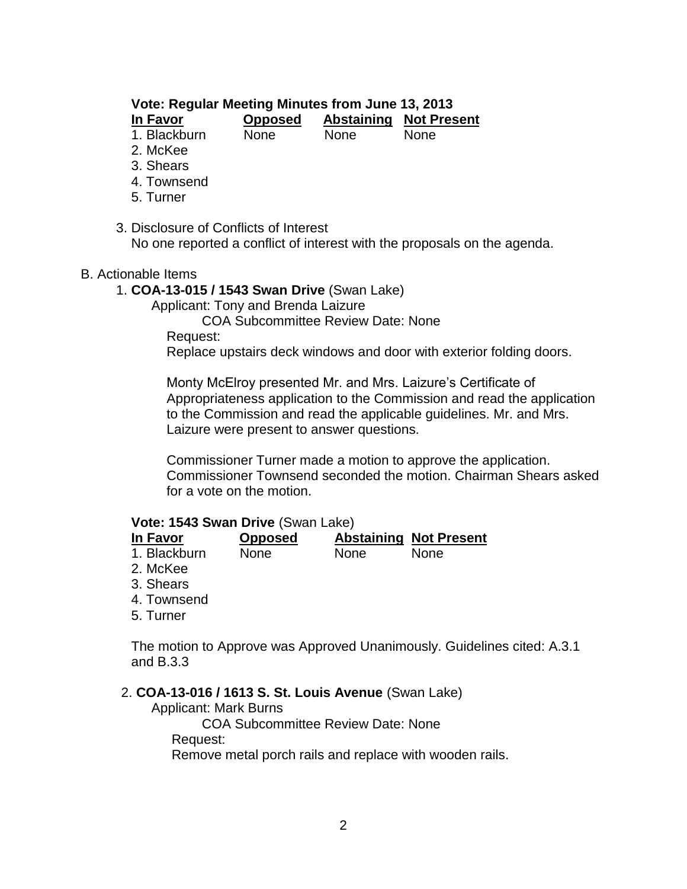**Vote: Regular Meeting Minutes from June 13, 2013**

| In Favor | Opposed | Abstaining | Not Present |
|---|---|---|---|
| 1. Blackburn | None | None | None |
| 2. McKee | | | |
| 3. Shears | | | |
| 4. Townsend | | | |
| 5. Turner | | | |

3. Disclosure of Conflicts of Interest

   No one reported a conflict of interest with the proposals on the agenda.

B. Actionable Items

1. **COA-13-015 / 1543 Swan Drive** (Swan Lake)

   Applicant: Tony and Brenda Laizure

   COA Subcommittee Review Date: None

   Request:

   Replace upstairs deck windows and door with exterior folding doors.

   Monty McElroy presented Mr. and Mrs. Laizure's Certificate of Appropriateness application to the Commission and read the application to the Commission and read the applicable guidelines. Mr. and Mrs. Laizure were present to answer questions.

   Commissioner Turner made a motion to approve the application. Commissioner Townsend seconded the motion. Chairman Shears asked for a vote on the motion.

   **Vote: 1543 Swan Drive** (Swan Lake)

   | In Favor | Opposed | Abstaining | Not Present |
   |---|---|---|---|
   | 1. Blackburn | None | None | None |
   | 2. McKee | | | |
   | 3. Shears | | | |
   | 4. Townsend | | | |
   | 5. Turner | | | |

   The motion to Approve was Approved Unanimously. Guidelines cited: A.3.1 and B.3.3

2. **COA-13-016 / 1613 S. St. Louis Avenue** (Swan Lake)

   Applicant: Mark Burns

   COA Subcommittee Review Date: None

   Request:

   Remove metal porch rails and replace with wooden rails.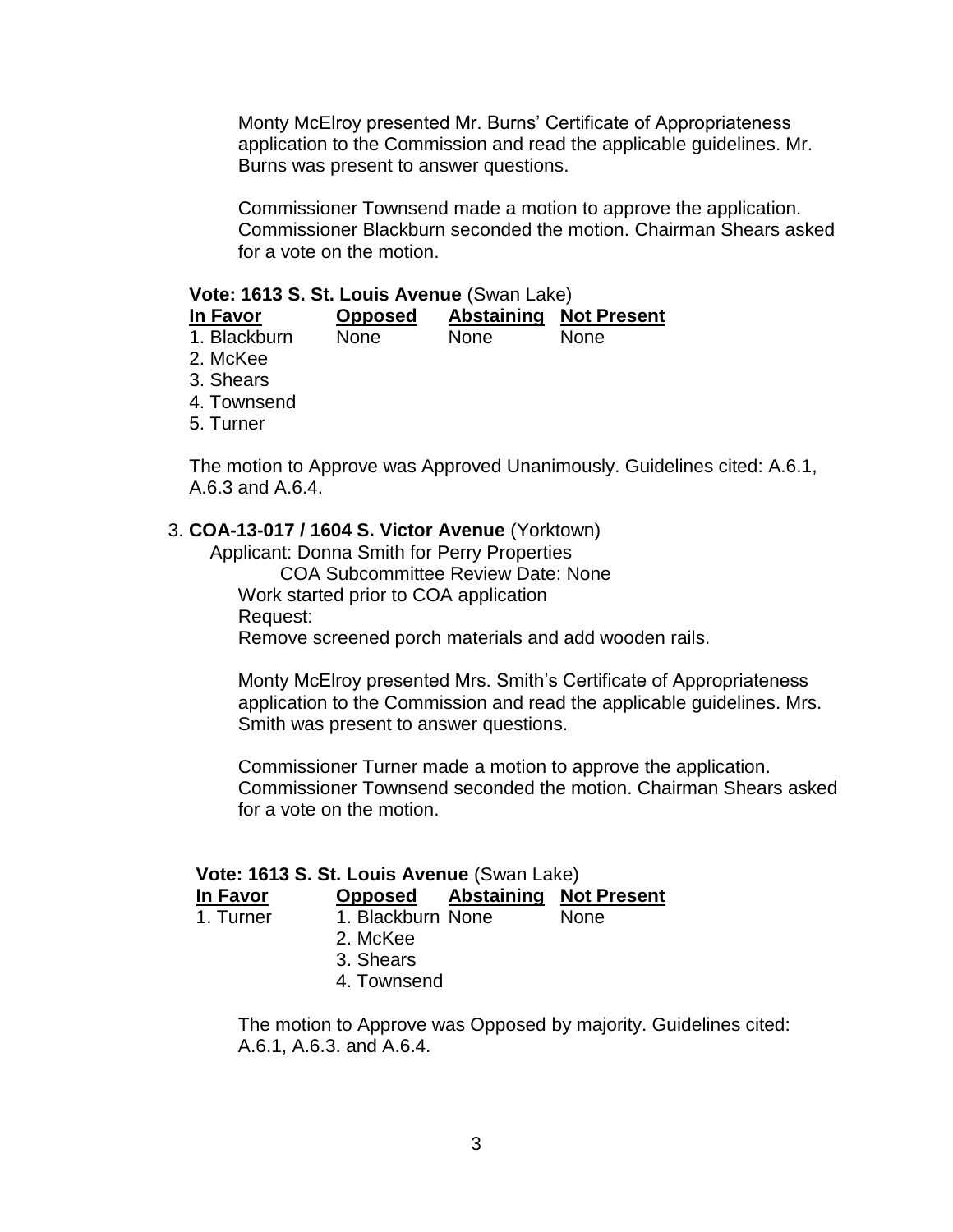Monty McElroy presented Mr. Burns' Certificate of Appropriateness application to the Commission and read the applicable guidelines. Mr. Burns was present to answer questions.

Commissioner Townsend made a motion to approve the application. Commissioner Blackburn seconded the motion. Chairman Shears asked for a vote on the motion.

**Vote: 1613 S. St. Louis Avenue** (Swan Lake)

| In Favor | Opposed | Abstaining | Not Present |
|---|---|---|---|
| 1. Blackburn | None | None | None |
| 2. McKee | | | |
| 3. Shears | | | |
| 4. Townsend | | | |
| 5. Turner | | | |

The motion to Approve was Approved Unanimously. Guidelines cited: A.6.1, A.6.3 and A.6.4.

3. **COA-13-017 / 1604 S. Victor Avenue** (Yorktown)
   Applicant: Donna Smith for Perry Properties
   COA Subcommittee Review Date: None
   Work started prior to COA application
   Request:
   Remove screened porch materials and add wooden rails.

   Monty McElroy presented Mrs. Smith's Certificate of Appropriateness application to the Commission and read the applicable guidelines. Mrs. Smith was present to answer questions.

   Commissioner Turner made a motion to approve the application. Commissioner Townsend seconded the motion. Chairman Shears asked for a vote on the motion.

**Vote: 1613 S. St. Louis Avenue** (Swan Lake)

| In Favor | Opposed | Abstaining | Not Present |
|---|---|---|---|
| 1. Turner | 1. Blackburn | None | None |
| | 2. McKee | | |
| | 3. Shears | | |
| | 4. Townsend | | |

The motion to Approve was Opposed by majority. Guidelines cited: A.6.1, A.6.3. and A.6.4.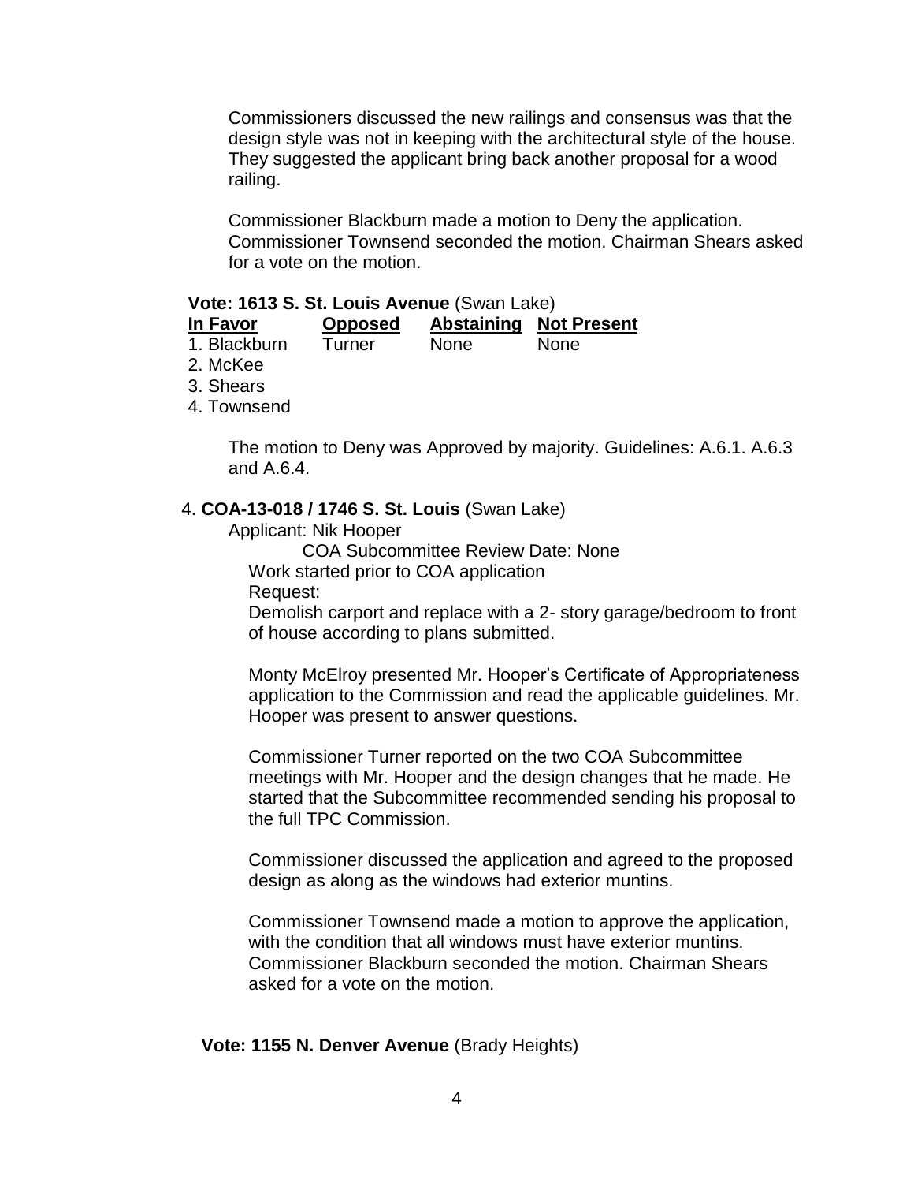Commissioners discussed the new railings and consensus was that the design style was not in keeping with the architectural style of the house. They suggested the applicant bring back another proposal for a wood railing.

Commissioner Blackburn made a motion to Deny the application. Commissioner Townsend seconded the motion. Chairman Shears asked for a vote on the motion.

**Vote: 1613 S. St. Louis Avenue** (Swan Lake)

| In Favor | Opposed | Abstaining | Not Present |
|---|---|---|---|
| 1. Blackburn | Turner | None | None |
| 2. McKee | | | |
| 3. Shears | | | |
| 4. Townsend | | | |

The motion to Deny was Approved by majority. Guidelines: A.6.1. A.6.3 and A.6.4.

4. **COA-13-018 / 1746 S. St. Louis** (Swan Lake)

Applicant: Nik Hooper

COA Subcommittee Review Date: None

Work started prior to COA application

Request:

Demolish carport and replace with a 2- story garage/bedroom to front of house according to plans submitted.

Monty McElroy presented Mr. Hooper's Certificate of Appropriateness application to the Commission and read the applicable guidelines. Mr. Hooper was present to answer questions.

Commissioner Turner reported on the two COA Subcommittee meetings with Mr. Hooper and the design changes that he made. He started that the Subcommittee recommended sending his proposal to the full TPC Commission.

Commissioner discussed the application and agreed to the proposed design as along as the windows had exterior muntins.

Commissioner Townsend made a motion to approve the application, with the condition that all windows must have exterior muntins. Commissioner Blackburn seconded the motion. Chairman Shears asked for a vote on the motion.

**Vote: 1155 N. Denver Avenue** (Brady Heights)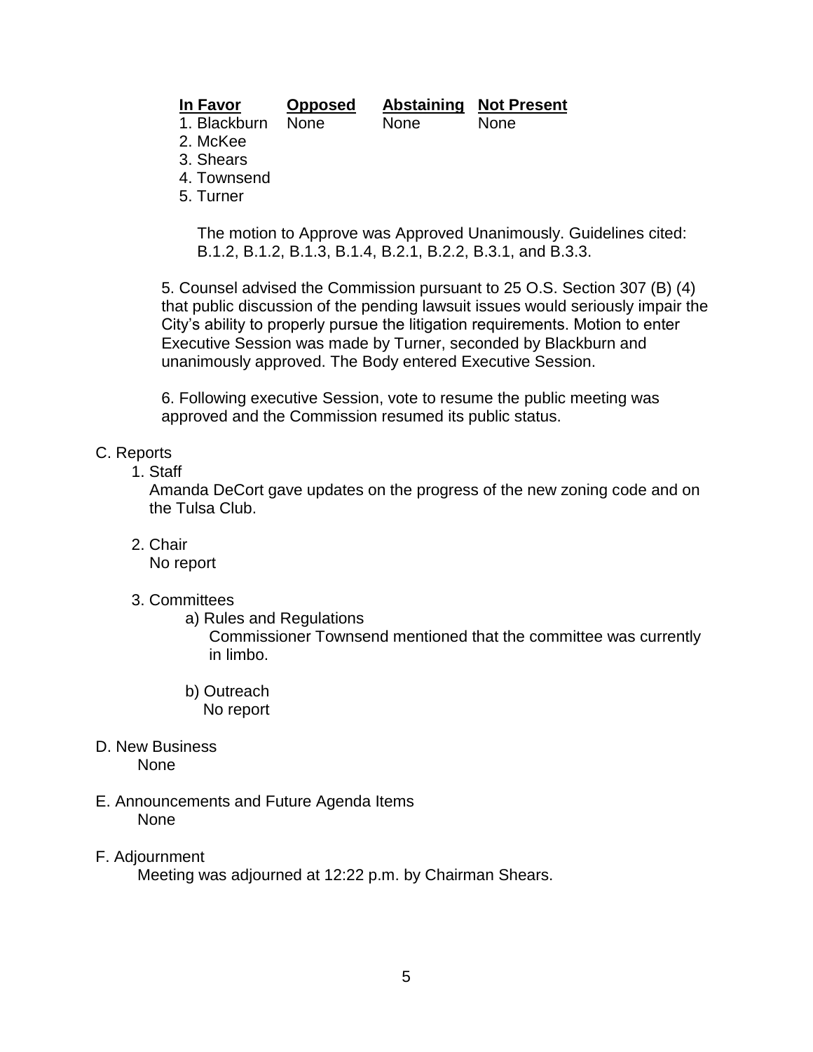| In Favor | Opposed | Abstaining | Not Present |
|---|---|---|---|
| 1. Blackburn | None | None | None |
| 2. McKee | | | |
| 3. Shears | | | |
| 4. Townsend | | | |
| 5. Turner | | | |

The motion to Approve was Approved Unanimously. Guidelines cited: B.1.2, B.1.2, B.1.3, B.1.4, B.2.1, B.2.2, B.3.1, and B.3.3.

5. Counsel advised the Commission pursuant to 25 O.S. Section 307 (B) (4) that public discussion of the pending lawsuit issues would seriously impair the City's ability to properly pursue the litigation requirements. Motion to enter Executive Session was made by Turner, seconded by Blackburn and unanimously approved. The Body entered Executive Session.

6. Following executive Session, vote to resume the public meeting was approved and the Commission resumed its public status.

C. Reports

1. Staff
   Amanda DeCort gave updates on the progress of the new zoning code and on the Tulsa Club.

2. Chair
   No report

3. Committees
   a) Rules and Regulations
      Commissioner Townsend mentioned that the committee was currently in limbo.

   b) Outreach
      No report

D. New Business
   None

E. Announcements and Future Agenda Items
   None

F. Adjournment
   Meeting was adjourned at 12:22 p.m. by Chairman Shears.